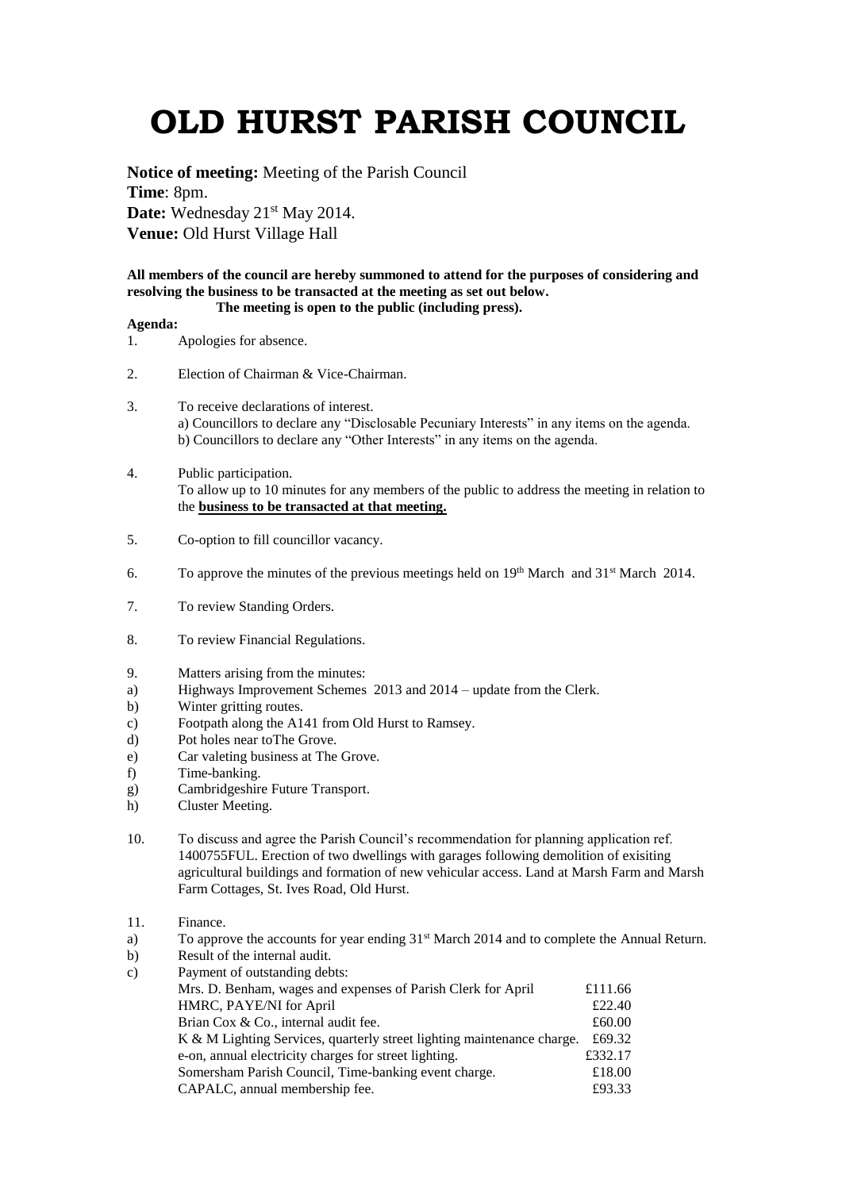# OLD HURST PARISH COUNCIL

**Notice of meeting:** Meeting of the Parish Council
**Time**: 8pm.
**Date:** Wednesday 21st May 2014.
**Venue:** Old Hurst Village Hall

**All members of the council are hereby summoned to attend for the purposes of considering and resolving the business to be transacted at the meeting as set out below.**
**The meeting is open to the public (including press).**

**Agenda:**

1. Apologies for absence.

2. Election of Chairman & Vice-Chairman.

3. To receive declarations of interest.
   a) Councillors to declare any "Disclosable Pecuniary Interests" in any items on the agenda.
   b) Councillors to declare any "Other Interests" in any items on the agenda.

4. Public participation.
   To allow up to 10 minutes for any members of the public to address the meeting in relation to the **business to be transacted at that meeting.**

5. Co-option to fill councillor vacancy.

6. To approve the minutes of the previous meetings held on 19th March and 31st March 2014.

7. To review Standing Orders.

8. To review Financial Regulations.

9. Matters arising from the minutes:
   a) Highways Improvement Schemes 2013 and 2014 – update from the Clerk.
   b) Winter gritting routes.
   c) Footpath along the A141 from Old Hurst to Ramsey.
   d) Pot holes near toThe Grove.
   e) Car valeting business at The Grove.
   f) Time-banking.
   g) Cambridgeshire Future Transport.
   h) Cluster Meeting.

10. To discuss and agree the Parish Council's recommendation for planning application ref. 1400755FUL. Erection of two dwellings with garages following demolition of exisiting agricultural buildings and formation of new vehicular access. Land at Marsh Farm and Marsh Farm Cottages, St. Ives Road, Old Hurst.

11. Finance.
   a) To approve the accounts for year ending 31st March 2014 and to complete the Annual Return.
   b) Result of the internal audit.
   c) Payment of outstanding debts:

| | |
|---|---|
| Mrs. D. Benham, wages and expenses of Parish Clerk for April | £111.66 |
| HMRC, PAYE/NI for April | £22.40 |
| Brian Cox & Co., internal audit fee. | £60.00 |
| K & M Lighting Services, quarterly street lighting maintenance charge. | £69.32 |
| e-on, annual electricity charges for street lighting. | £332.17 |
| Somersham Parish Council, Time-banking event charge. | £18.00 |
| CAPALC, annual membership fee. | £93.33 |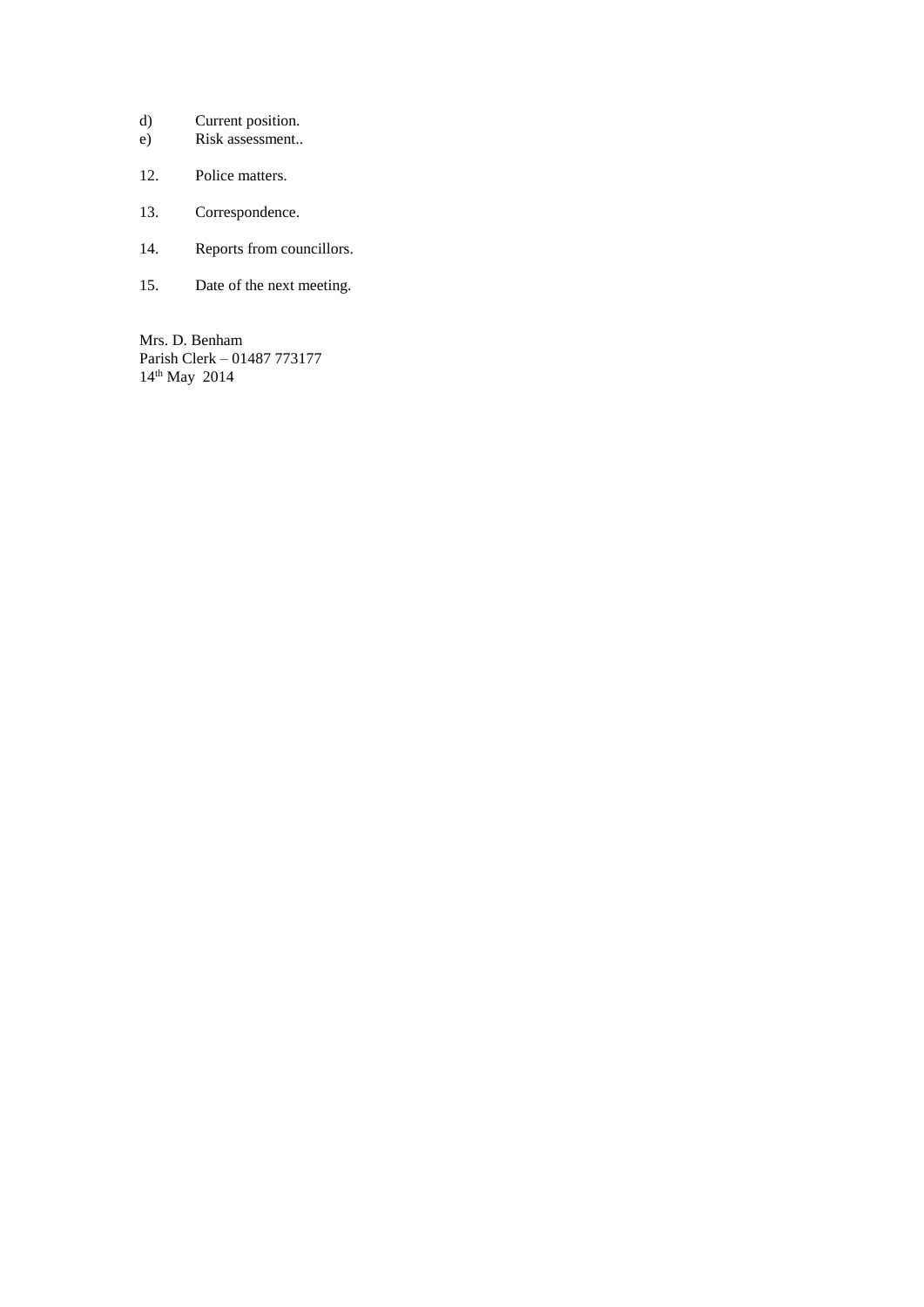d) Current position.
e) Risk assessment..

12. Police matters.

13. Correspondence.

14. Reports from councillors.

15. Date of the next meeting.

Mrs. D. Benham
Parish Clerk – 01487 773177
14th May 2014